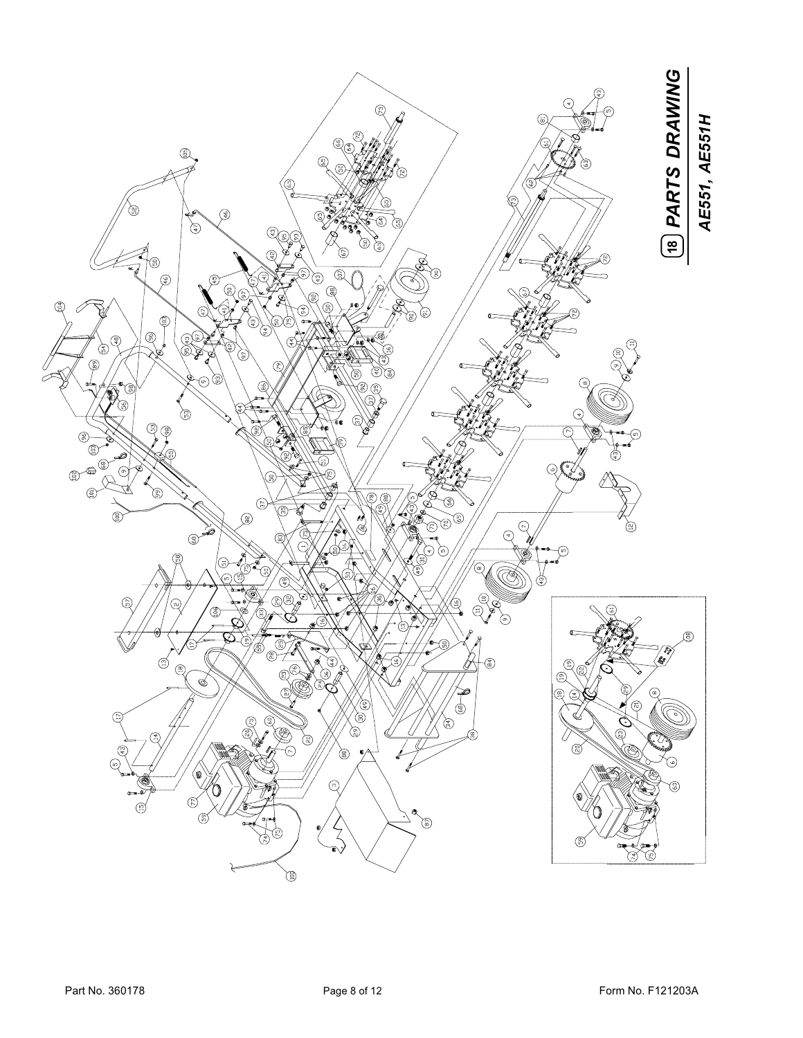## 18 PARTS DRAWING

### AE551, AE551H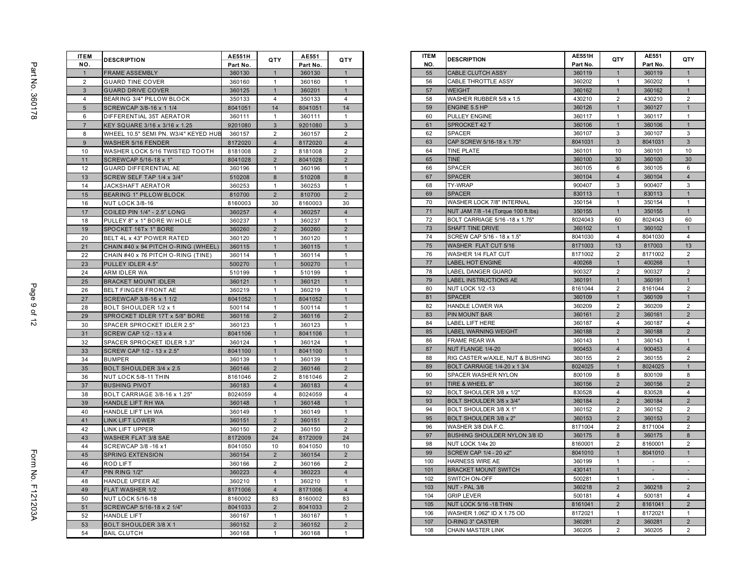| ITEM NO. | DESCRIPTION | AE551H Part No. | QTY | AE551 Part No. | QTY |
|---|---|---|---|---|---|
| 1 | FRAME ASSEMBLY | 360130 | 1 | 360130 | 1 |
| 2 | GUARD TINE COVER | 360160 | 1 | 360160 | 1 |
| 3 | GUARD DRIVE COVER | 360125 | 1 | 360201 | 1 |
| 4 | BEARING 3/4" PILLOW BLOCK | 350133 | 4 | 350133 | 4 |
| 5 | SCREWCAP 3/8-16 x 1 1/4 | 8041051 | 14 | 8041051 | 14 |
| 6 | DIFFERENTIAL 35T AERATOR | 360111 | 1 | 360111 | 1 |
| 7 | KEY SQUARE 3/16 x 3/16 x 1.25 | 9201080 | 3 | 9201080 | 3 |
| 8 | WHEEL 10.5" SEMI PN. W3/4" KEYED HUB | 360157 | 2 | 360157 | 2 |
| 9 | WASHER 5/16 FENDER | 8172020 | 4 | 8172020 | 4 |
| 10 | WASHER LOCK 5/16 TWISTED TOOTH | 8181008 | 2 | 8181008 | 2 |
| 11 | SCREWCAP 5/16-18 x 1" | 8041028 | 2 | 8041028 | 2 |
| 12 | GUARD DIFFERENTIAL AE | 360196 | 1 | 360196 | 1 |
| 13 | SCREW SELF TAP 1/4 x 3/4" | 510208 | 8 | 510208 | 8 |
| 14 | JACKSHAFT AERATOR | 360253 | 1 | 360253 | 1 |
| 15 | BEARING 1" PILLOW BLOCK | 810700 | 2 | 810700 | 2 |
| 16 | NUT LOCK 3/8-16 | 8160003 | 30 | 8160003 | 30 |
| 17 | COILED PIN 1/4" - 2.5" LONG | 360257 | 4 | 360257 | 4 |
| 18 | PULLEY 8" x 1" BORE W/ HOLE | 360237 | 1 | 360237 | 1 |
| 19 | SPOCKET 16Tx 1" BORE | 360260 | 2 | 360260 | 2 |
| 20 | BELT 4L x 43" POWER RATED | 360120 | 1 | 360120 | 1 |
| 21 | CHAIN #40 x 94 PITCH O-RING (WHEEL) | 360115 | 1 | 360115 | 1 |
| 22 | CHAIN #40 x 76 PITCH O-RING (TINE) | 360114 | 1 | 360114 | 1 |
| 23 | PULLEY IDLER 4.5" | 500270 | 1 | 500270 | 1 |
| 24 | ARM IDLER WA | 510199 | 1 | 510199 | 1 |
| 25 | BRACKET MOUNT IDLER | 360121 | 1 | 360121 | 1 |
| 26 | BELT FINGER FRONT AE | 360219 | 1 | 360219 | 1 |
| 27 | SCREWCAP 3/8-16 x 1 1/2 | 8041052 | 1 | 8041052 | 1 |
| 28 | BOLT SHOULDER 1/2 x 1 | 500114 | 1 | 500114 | 1 |
| 29 | SPROCKET IDLER 17T x 5/8" BORE | 360116 | 2 | 360116 | 2 |
| 30 | SPACER SPROCKET IDLER 2.5" | 360123 | 1 | 360123 | 1 |
| 31 | SCREW CAP 1/2 - 13 x 4 | 8041106 | 1 | 8041106 | 1 |
| 32 | SPACER SPROCKET IDLER 1.3" | 360124 | 1 | 360124 | 1 |
| 33 | SCREW CAP 1/2 - 13 x 2.5" | 8041100 | 1 | 8041100 | 1 |
| 34 | BUMPER | 360139 | 1 | 360139 | 1 |
| 35 | BOLT SHOULDER 3/4 x 2.5 | 360146 | 2 | 360146 | 2 |
| 36 | NUT LOCK 5/8-11 THIN | 8161046 | 2 | 8161046 | 2 |
| 37 | BUSHING PIVOT | 360183 | 4 | 360183 | 4 |
| 38 | BOLT CARRIAGE 3/8-16 x 1.25" | 8024059 | 4 | 8024059 | 4 |
| 39 | HANDLE LIFT RH WA | 360148 | 1 | 360148 | 1 |
| 40 | HANDLE LIFT LH WA | 360149 | 1 | 360149 | 1 |
| 41 | LINK LIFT LOWER | 360151 | 2 | 360151 | 2 |
| 42 | LINK LIFT UPPER | 360150 | 2 | 360150 | 2 |
| 43 | WASHER FLAT 3/8 SAE | 8172009 | 24 | 8172009 | 24 |
| 44 | SCREWCAP 3/8 -16 x1 | 8041050 | 10 | 8041050 | 10 |
| 45 | SPRING EXTENSION | 360154 | 2 | 360154 | 2 |
| 46 | ROD LIFT | 360166 | 2 | 360166 | 2 |
| 47 | PIN RING 1/2" | 360223 | 4 | 360223 | 4 |
| 48 | HANDLE UPEER AE | 360210 | 1 | 360210 | 1 |
| 49 | FLAT WASHER 1/2 | 8171006 | 4 | 8171006 | 4 |
| 50 | NUT LOCK 5/16-18 | 8160002 | 83 | 8160002 | 83 |
| 51 | SCREWCAP 5/16-18 x 2 1/4" | 8041033 | 2 | 8041033 | 2 |
| 52 | HANDLE LIFT | 360167 | 1 | 360167 | 1 |
| 53 | BOLT SHOULDER 3/8 X 1 | 360152 | 2 | 360152 | 2 |
| 54 | BAIL CLUTCH | 360168 | 1 | 360168 | 1 |
| 55 | CABLE CLUTCH ASSY | 360119 | 1 | 360119 | 1 |
| 56 | CABLE THROTTLE ASSY | 360202 | 1 | 360202 | 1 |
| 57 | WEIGHT | 360162 | 1 | 360162 | 1 |
| 58 | WASHER RUBBER 5/8 x 1.5 | 430210 | 2 | 430210 | 2 |
| 59 | ENGINE 5.5 HP | 360126 | 1 | 360127 | 1 |
| 60 | PULLEY ENGINE | 360117 | 1 | 360117 | 1 |
| 61 | SPROCKET 42 T | 360106 | 1 | 360106 | 1 |
| 62 | SPACER | 360107 | 3 | 360107 | 3 |
| 63 | CAP SCREW 5/16-18 x 1.75" | 8041031 | 3 | 8041031 | 3 |
| 64 | TINE PLATE | 360101 | 10 | 360101 | 10 |
| 65 | TINE | 360100 | 30 | 360100 | 30 |
| 66 | SPACER | 360105 | 6 | 360105 | 6 |
| 67 | SPACER | 360104 | 4 | 360104 | 4 |
| 68 | TY-WRAP | 900407 | 3 | 900407 | 3 |
| 69 | SPACER | 830113 | 1 | 830113 | 1 |
| 70 | WASHER LOCK 7/8" INTERNAL | 350154 | 1 | 350154 | 1 |
| 71 | NUT JAM 7/8 -14 (Torque 100 ft.lbs) | 350155 | 1 | 350155 | 1 |
| 72 | BOLT CARRIAGE 5/16 -18 x 1.75" | 8024043 | 60 | 8024043 | 60 |
| 73 | SHAFT TINE DRIVE | 360102 | 1 | 360102 | 1 |
| 74 | SCREW CAP 5/16 - 18 x 1.5" | 8041030 | 4 | 8041030 | 4 |
| 75 | WASHER FLAT CUT 5/16 | 8171003 | 13 | 817003 | 13 |
| 76 | WASHER 1/4 FLAT CUT | 8171002 | 2 | 8171002 | 2 |
| 77 | LABEL HOT ENGINE | 400268 | 1 | 400268 | 1 |
| 78 | LABEL DANGER GUARD | 900327 | 2 | 900327 | 2 |
| 79 | LABEL INSTRUCTIONS AE | 360191 | 1 | 360191 | 1 |
| 80 | NUT LOCK 1/2 -13 | 8161044 | 2 | 8161044 | 2 |
| 81 | SPACER | 360109 | 1 | 360109 | 1 |
| 82 | HANDLE LOWER WA | 360209 | 2 | 360209 | 2 |
| 83 | PIN MOUNT BAR | 360161 | 2 | 360161 | 2 |
| 84 | LABEL LIFT HERE | 360187 | 4 | 360187 | 4 |
| 85 | LABEL WARNING WEIGHT | 360188 | 2 | 360188 | 2 |
| 86 | FRAME REAR WA | 360143 | 1 | 360143 | 1 |
| 87 | NUT FLANGE 1/4-20 | 900453 | 4 | 900453 | 4 |
| 88 | RIG CASTER w/AXLE, NUT & BUSHING | 360155 | 2 | 360155 | 2 |
| 89 | BOLT CARRAIGE 1/4-20 x 1 3/4 | 8024025 | 1 | 8024025 | 1 |
| 90 | SPACER WASHER NYLON | 800109 | 8 | 800109 | 8 |
| 91 | TIRE & WHEEL 8" | 360156 | 2 | 360156 | 2 |
| 92 | BOLT SHOULDER 3/8 x 1/2" | 830528 | 4 | 830528 | 4 |
| 93 | BOLT SHOULDER 3/8 x 3/4" | 360184 | 2 | 360184 | 2 |
| 94 | BOLT SHOULDER 3/8 X 1" | 360152 | 2 | 360152 | 2 |
| 95 | BOLT SHOULDER 3/8 x 2" | 360153 | 2 | 360153 | 2 |
| 96 | WASHER 3/8 DIA F.C. | 8171004 | 2 | 8171004 | 2 |
| 97 | BUSHING SHOULDER NYLON 3/8 ID | 360175 | 8 | 360175 | 8 |
| 98 | NUT LOCK 1/4x 20 | 8160001 | 2 | 8160001 | 2 |
| 99 | SCREW CAP 1/4 - 20 x2" | 8041010 | 1 | 8041010 | 1 |
| 100 | HARNESS WIRE AE | 360199 | 1 | - | - |
| 101 | BRACKET MOUNT SWITCH | 430141 | 1 | - | - |
| 102 | SWITCH ON-OFF | 500281 | 1 | - | - |
| 103 | NUT - PAL 3/8 | 360218 | 2 | 360218 | 2 |
| 104 | GRIP LEVER | 500181 | 4 | 500181 | 4 |
| 105 | NUT LOCK 5/16 -18 THIN | 8161041 | 2 | 8161041 | 2 |
| 106 | WASHER 1.062" ID X 1.75 OD | 8172021 | 1 | 8172021 | 1 |
| 107 | O-RING 3" CASTER | 360281 | 2 | 360281 | 2 |
| 108 | CHAIN MASTER LINK | 360205 | 2 | 360205 | 2 |

Part No. 360178

Form No. F121203A